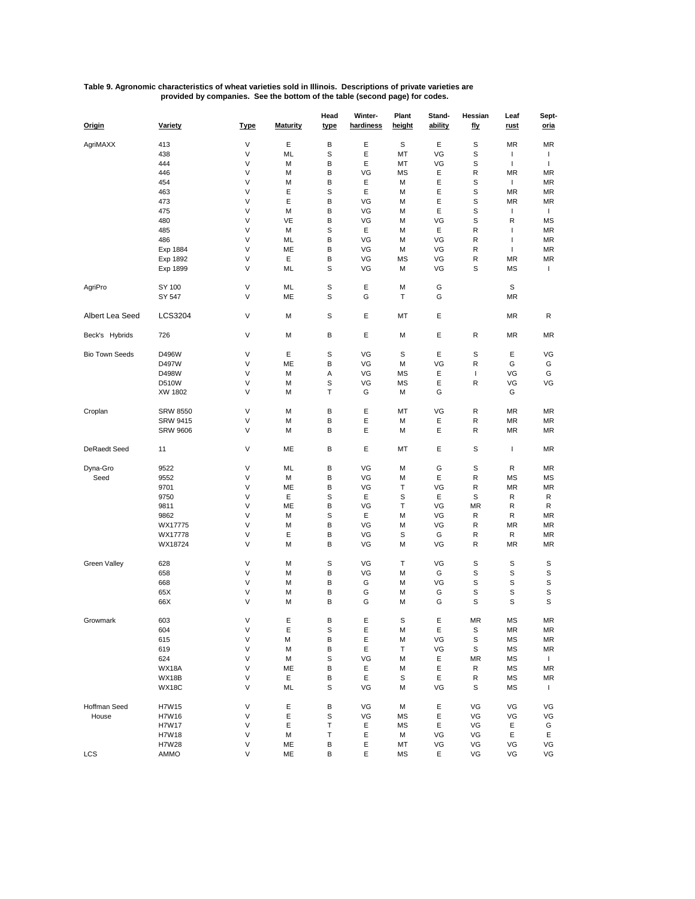**Table 9. Agronomic characteristics of wheat varieties sold in Illinois. Descriptions of private varieties are provided by companies. See the bottom of the table (second page) for codes.**

| Origin | Variety | Type | Maturity | Head type | Winter-hardiness | Plant height | Stand-ability | Hessian fly | Leaf rust | Sept-oria |
|---|---|---|---|---|---|---|---|---|---|---|
| AgriMAXX | 413 | V | E | B | E | S | E | S | MR | MR |
| | 438 | V | ML | S | E | MT | VG | S | I | I |
| | 444 | V | M | B | E | MT | VG | S | I | I |
| | 446 | V | M | B | VG | MS | E | R | MR | MR |
| | 454 | V | M | B | E | M | E | S | I | MR |
| | 463 | V | E | S | E | M | E | S | MR | MR |
| | 473 | V | E | B | VG | M | E | S | MR | MR |
| | 475 | V | M | B | VG | M | E | S | I | I |
| | 480 | V | VE | B | VG | M | VG | S | R | MS |
| | 485 | V | M | S | E | M | E | R | I | MR |
| | 486 | V | ML | B | VG | M | VG | R | I | MR |
| | Exp 1884 | V | ME | B | VG | M | VG | R | I | MR |
| | Exp 1892 | V | E | B | VG | MS | VG | R | MR | MR |
| | Exp 1899 | V | ML | S | VG | M | VG | S | MS | I |
| AgriPro | SY 100 | V | ML | S | E | M | G | | S | |
| | SY 547 | V | ME | S | G | T | G | | MR | |
| Albert Lea Seed | LCS3204 | V | M | S | E | MT | E | | MR | R |
| Beck's Hybrids | 726 | V | M | B | E | M | E | R | MR | MR |
| Bio Town Seeds | D496W | V | E | S | VG | S | E | S | E | VG |
| | D497W | V | ME | B | VG | M | VG | R | G | G |
| | D498W | V | M | A | VG | MS | E | I | VG | G |
| | D510W | V | M | S | VG | MS | E | R | VG | VG |
| | XW 1802 | V | M | T | G | M | G | | G | |
| Croplan | SRW 8550 | V | M | B | E | MT | VG | R | MR | MR |
| | SRW 9415 | V | M | B | E | M | E | R | MR | MR |
| | SRW 9606 | V | M | B | E | M | E | R | MR | MR |
| DeRaedt Seed | 11 | V | ME | B | E | MT | E | S | I | MR |
| Dyna-Gro | 9522 | V | ML | B | VG | M | G | S | R | MR |
| Seed | 9552 | V | M | B | VG | M | E | R | MS | MS |
| | 9701 | V | ME | B | VG | T | VG | R | MR | MR |
| | 9750 | V | E | S | E | S | E | S | R | R |
| | 9811 | V | ME | B | VG | T | VG | MR | R | R |
| | 9862 | V | M | S | E | M | VG | R | R | MR |
| | WX17775 | V | M | B | VG | M | VG | R | MR | MR |
| | WX17778 | V | E | B | VG | S | G | R | R | MR |
| | WX18724 | V | M | B | VG | M | VG | R | MR | MR |
| Green Valley | 628 | V | M | S | VG | T | VG | S | S | S |
| | 658 | V | M | B | VG | M | G | S | S | S |
| | 668 | V | M | B | G | M | VG | S | S | S |
| | 65X | V | M | B | G | M | G | S | S | S |
| | 66X | V | M | B | G | M | G | S | S | S |
| Growmark | 603 | V | E | B | E | S | E | MR | MS | MR |
| | 604 | V | E | S | E | M | E | S | MR | MR |
| | 615 | V | M | B | E | M | VG | S | MS | MR |
| | 619 | V | M | B | E | T | VG | S | MS | MR |
| | 624 | V | M | S | VG | M | E | MR | MS | I |
| | WX18A | V | ME | B | E | M | E | R | MS | MR |
| | WX18B | V | E | B | E | S | E | R | MS | MR |
| | WX18C | V | ML | S | VG | M | VG | S | MS | I |
| Hoffman Seed | H7W15 | V | E | B | VG | M | E | VG | VG | VG |
| House | H7W16 | V | E | S | VG | MS | E | VG | VG | VG |
| | H7W17 | V | E | T | E | MS | E | VG | E | G |
| | H7W18 | V | M | T | E | M | VG | VG | E | E |
| | H7W28 | V | ME | B | E | MT | VG | VG | VG | VG |
| LCS | AMMO | V | ME | B | E | MS | E | VG | VG | VG |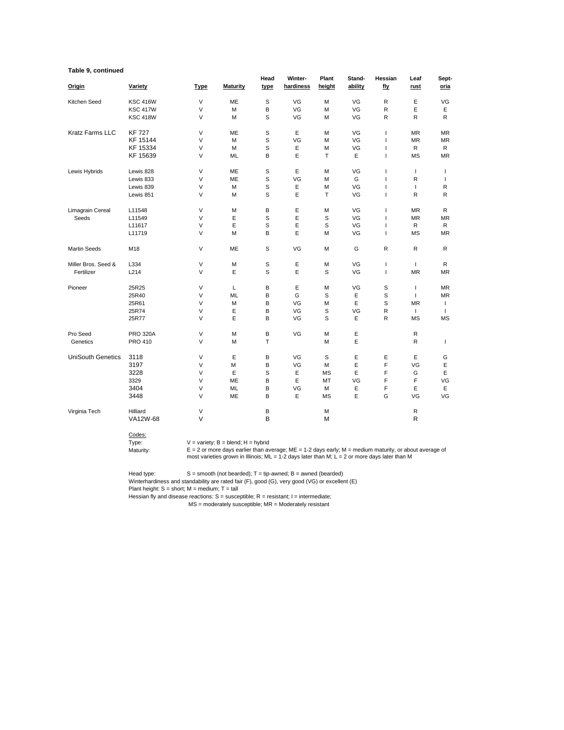**Table 9, continued**

| Origin | Variety | Type | Maturity | Head type | Winter-hardiness | Plant height | Stand-ability | Hessian fly | Leaf rust | Sept-oria |
|---|---|---|---|---|---|---|---|---|---|---|
| Kitchen Seed | KSC 416W | V | ME | S | VG | M | VG | R | E | VG |
| | KSC 417W | V | M | B | VG | M | VG | R | E | E |
| | KSC 418W | V | M | S | VG | M | VG | R | R | R |
| Kratz Farms LLC | KF 727 | V | ME | S | E | M | VG | I | MR | MR |
| | KF 15144 | V | M | S | VG | M | VG | I | MR | MR |
| | KF 15334 | V | M | S | E | M | VG | I | R | R |
| | KF 15639 | V | ML | B | E | T | E | I | MS | MR |
| Lewis Hybrids | Lewis 828 | V | ME | S | E | M | VG | I | I | I |
| | Lewis 833 | V | ME | S | VG | M | G | I | R | I |
| | Lewis 839 | V | M | S | E | M | VG | I | I | R |
| | Lewis 851 | V | M | S | E | T | VG | I | R | R |
| Limagrain Cereal Seeds | L11548 | V | M | B | E | M | VG | I | MR | R |
| | L11549 | V | E | S | E | S | VG | I | MR | MR |
| | L11617 | V | E | S | E | S | VG | I | R | R |
| | L11719 | V | M | B | E | M | VG | I | MS | MR |
| Martin Seeds | M18 | V | ME | S | VG | M | G | R | R | R |
| Miller Bros. Seed & Fertilizer | L334 | V | M | S | E | M | VG | I | I | R |
| | L214 | V | E | S | E | S | VG | I | MR | MR |
| Pioneer | 25R25 | V | L | B | E | M | VG | S | I | MR |
| | 25R40 | V | ML | B | G | S | E | S | I | MR |
| | 25R61 | V | M | B | VG | M | E | S | MR | I |
| | 25R74 | V | E | B | VG | S | VG | R | I | I |
| | 25R77 | V | E | B | VG | S | E | R | MS | MS |
| Pro Seed Genetics | PRO 320A | V | M | B | VG | M | E | | R | |
| | PRO 410 | V | M | T | | M | E | | R | I |
| UniSouth Genetics | 3118 | V | E | B | VG | S | E | E | E | G |
| | 3197 | V | M | B | VG | M | E | F | VG | E |
| | 3228 | V | E | S | E | MS | E | F | G | E |
| | 3329 | V | ME | B | E | MT | VG | F | F | VG |
| | 3404 | V | ML | B | VG | M | E | F | E | E |
| | 3448 | V | ME | B | E | MS | E | G | VG | VG |
| Virginia Tech | Hilliard | V | | B | | M | | | R | |
| | VA12W-68 | V | | B | | M | | | R | |

Codes:

Type: V = variety; B = blend; H = hybrid

Maturity: E = 2 or more days earlier than average; ME = 1-2 days early; M = medium maturity, or about average of most varieties grown in Illinois; ML = 1-2 days later than M; L = 2 or more days later than M

Head type: S = smooth (not bearded); T = tip-awned; B = awned (bearded)

Winterhardiness and standability are rated fair (F), good (G), very good (VG) or excellent (E)

Plant height: S = short; M = medium; T = tall

Hessian fly and disease reactions: S = susceptible; R = resistant; I = intermediate; MS = moderately susceptible; MR = Moderately resistant